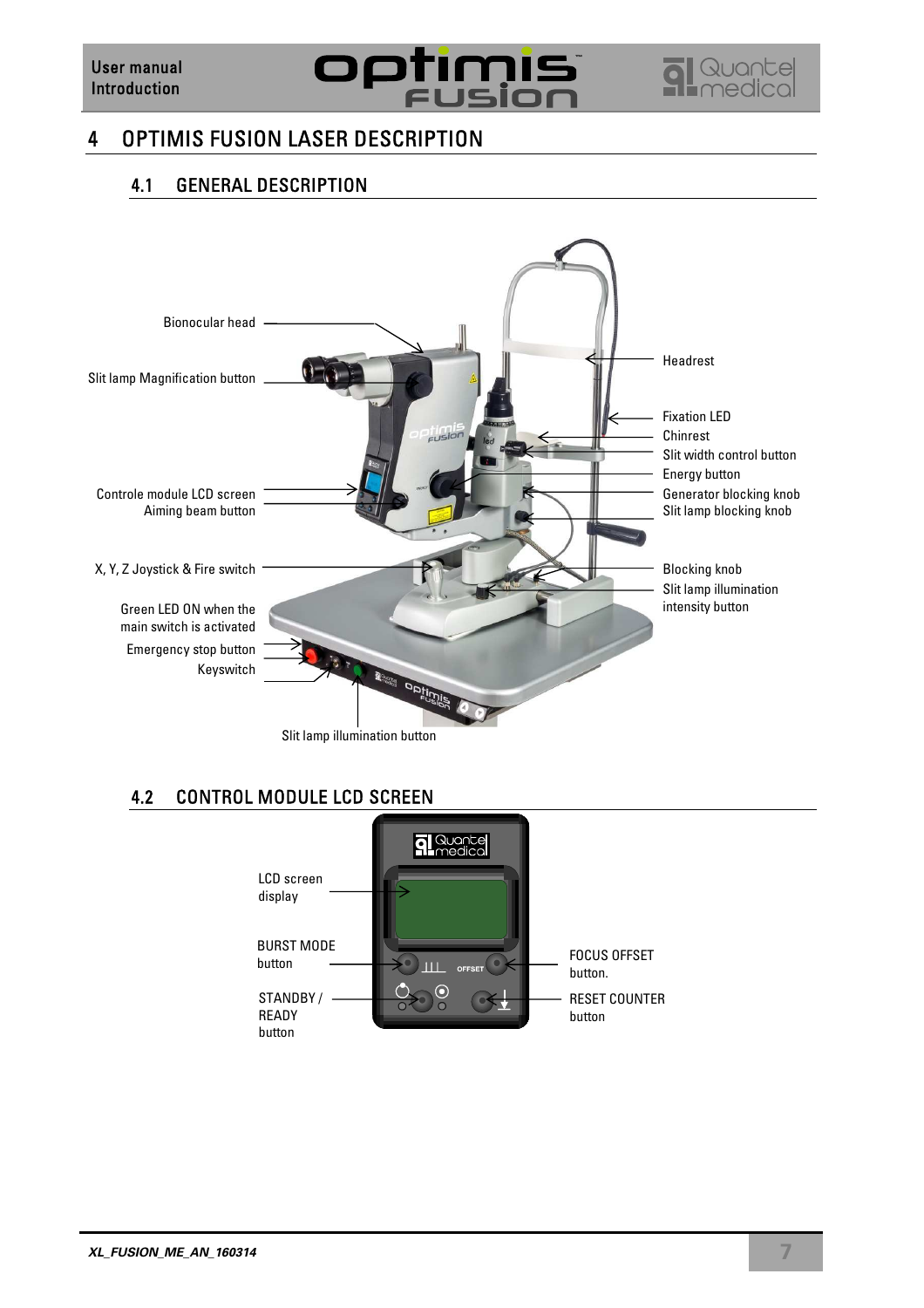# 4 OPTIMIS FUSION LASER DESCRIPTION

## 4.1 GENERAL DESCRIPTION

Bionocular head

Slit lamp Magnification button

Controle module LCD screen

Aiming beam button

X, Y, Z Joystick & Fire switch

Green LED ON when the main switch is activated

Emergency stop button

Keyswitch

Slit lamp illumination button

Headrest

Fixation LED

Chinrest

Slit width control button

Energy button

Generator blocking knob

Slit lamp blocking knob

Blocking knob

Slit lamp illumination intensity button

## 4.2 CONTROL MODULE LCD SCREEN

LCD screen display

BURST MODE button

STANDBY / READY button

FOCUS OFFSET button.

RESET COUNTER button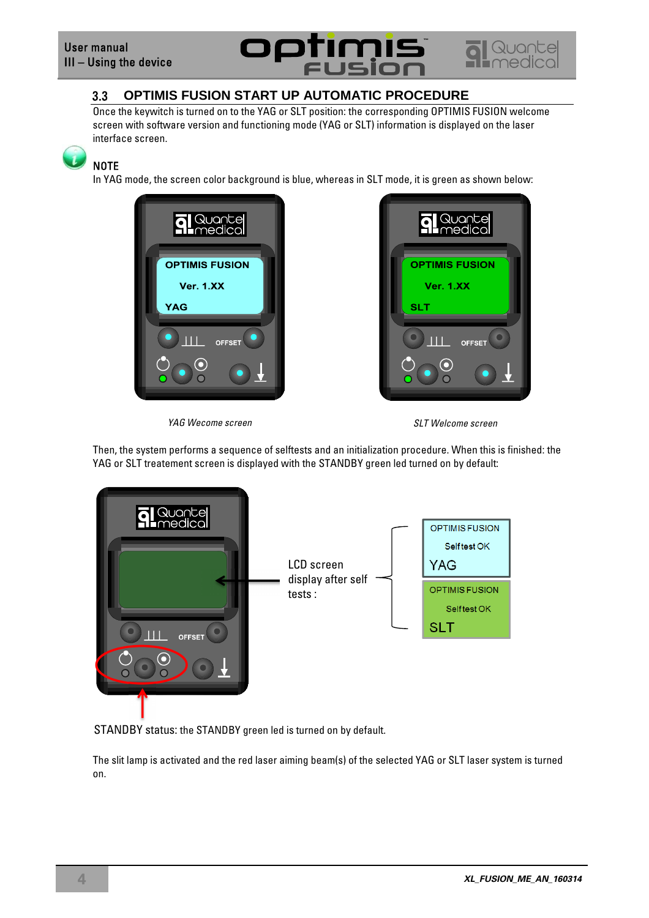## 3.3 OPTIMIS FUSION START UP AUTOMATIC PROCEDURE

Once the keywitch is turned on to the YAG or SLT position: the corresponding OPTIMIS FUSION welcome screen with software version and functioning mode (YAG or SLT) information is displayed on the laser interface screen.

**NOTE**

In YAG mode, the screen color background is blue, whereas in SLT mode, it is green as shown below:

*YAG Wecome screen*

*SLT Welcome screen*

Then, the system performs a sequence of selftests and an initialization procedure. When this is finished: the YAG or SLT treatement screen is displayed with the STANDBY green led turned on by default:

LCD screen display after self tests :

STANDBY status: the STANDBY green led is turned on by default.

The slit lamp is activated and the red laser aiming beam(s) of the selected YAG or SLT laser system is turned on.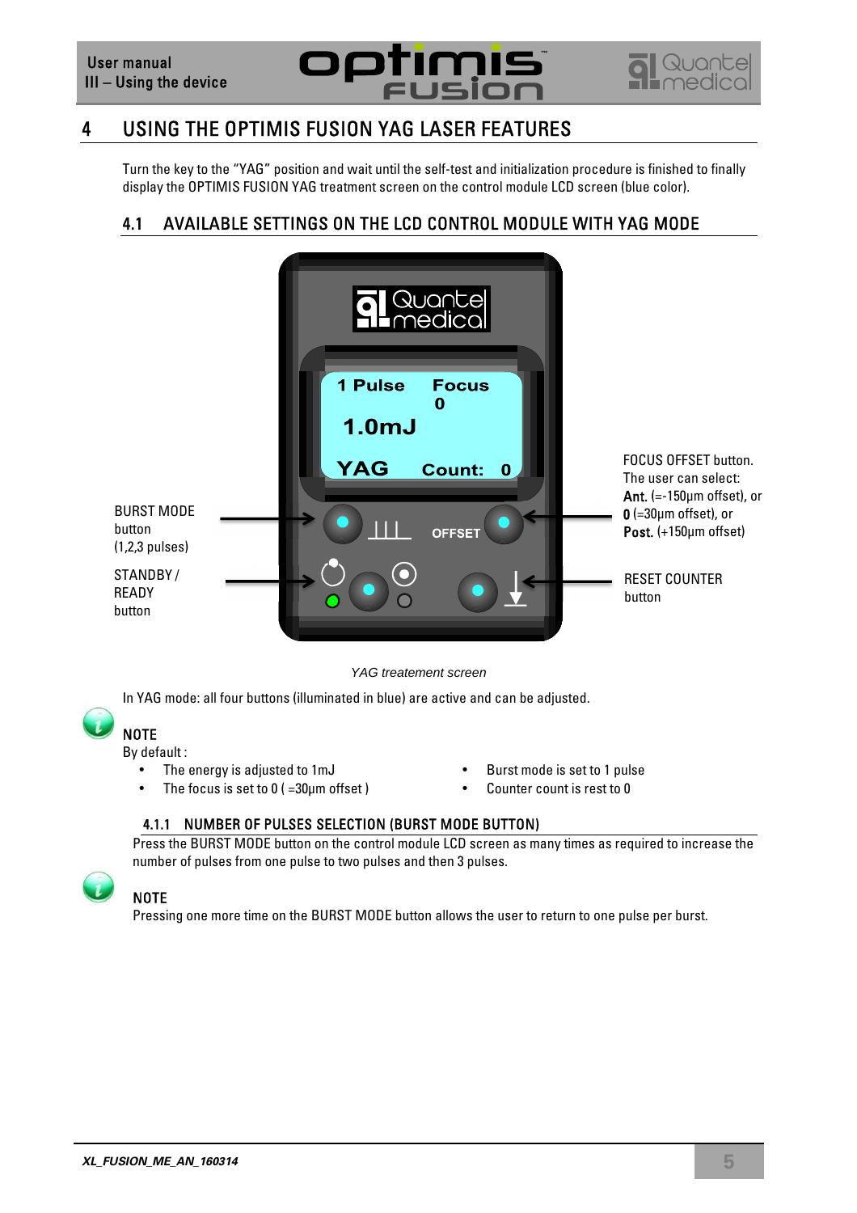# 4 USING THE OPTIMIS FUSION YAG LASER FEATURES

Turn the key to the "YAG" position and wait until the self-test and initialization procedure is finished to finally display the OPTIMIS FUSION YAG treatment screen on the control module LCD screen (blue color).

## 4.1 AVAILABLE SETTINGS ON THE LCD CONTROL MODULE WITH YAG MODE

BURST MODE button (1,2,3 pulses)

STANDBY / READY button

FOCUS OFFSET button. The user can select: **Ant.** (=-150µm offset), or **0** (=30µm offset), or **Post.** (+150µm offset)

RESET COUNTER button

*YAG treatement screen*

In YAG mode: all four buttons (illuminated in blue) are active and can be adjusted.

**NOTE**

By default :

- The energy is adjusted to 1mJ
- The focus is set to 0 ( =30µm offset )
- Burst mode is set to 1 pulse
- Counter count is rest to 0

### 4.1.1 NUMBER OF PULSES SELECTION (BURST MODE BUTTON)

Press the BURST MODE button on the control module LCD screen as many times as required to increase the number of pulses from one pulse to two pulses and then 3 pulses.

**NOTE**

Pressing one more time on the BURST MODE button allows the user to return to one pulse per burst.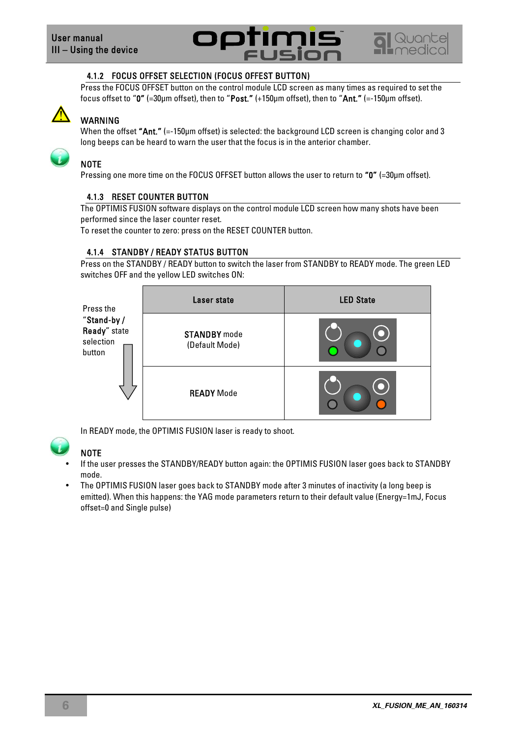### 4.1.2 FOCUS OFFSET SELECTION (FOCUS OFFEST BUTTON)

Press the FOCUS OFFSET button on the control module LCD screen as many times as required to set the focus offset to "**0**" (=30µm offset), then to "**Post.**" (+150µm offset), then to "**Ant.**" (=-150µm offset).

**WARNING**

When the offset "**Ant.**" (=-150µm offset) is selected: the background LCD screen is changing color and 3 long beeps can be heard to warn the user that the focus is in the anterior chamber.

**NOTE**

Pressing one more time on the FOCUS OFFSET button allows the user to return to "**0**" (=30µm offset).

### 4.1.3 RESET COUNTER BUTTON

The OPTIMIS FUSION software displays on the control module LCD screen how many shots have been performed since the laser counter reset.

To reset the counter to zero: press on the RESET COUNTER button.

### 4.1.4 STANDBY / READY STATUS BUTTON

Press on the STANDBY / READY button to switch the laser from STANDBY to READY mode. The green LED switches OFF and the yellow LED switches ON:

Press the "**Stand-by / Ready**" state selection button

| Laser state | LED State |
|---|---|
| **STANDBY** mode (Default Mode) | |
| **READY** Mode | |

In READY mode, the OPTIMIS FUSION laser is ready to shoot.

**NOTE**

- If the user presses the STANDBY/READY button again: the OPTIMIS FUSION laser goes back to STANDBY mode.
- The OPTIMIS FUSION laser goes back to STANDBY mode after 3 minutes of inactivity (a long beep is emitted). When this happens: the YAG mode parameters return to their default value (Energy=1mJ, Focus offset=0 and Single pulse)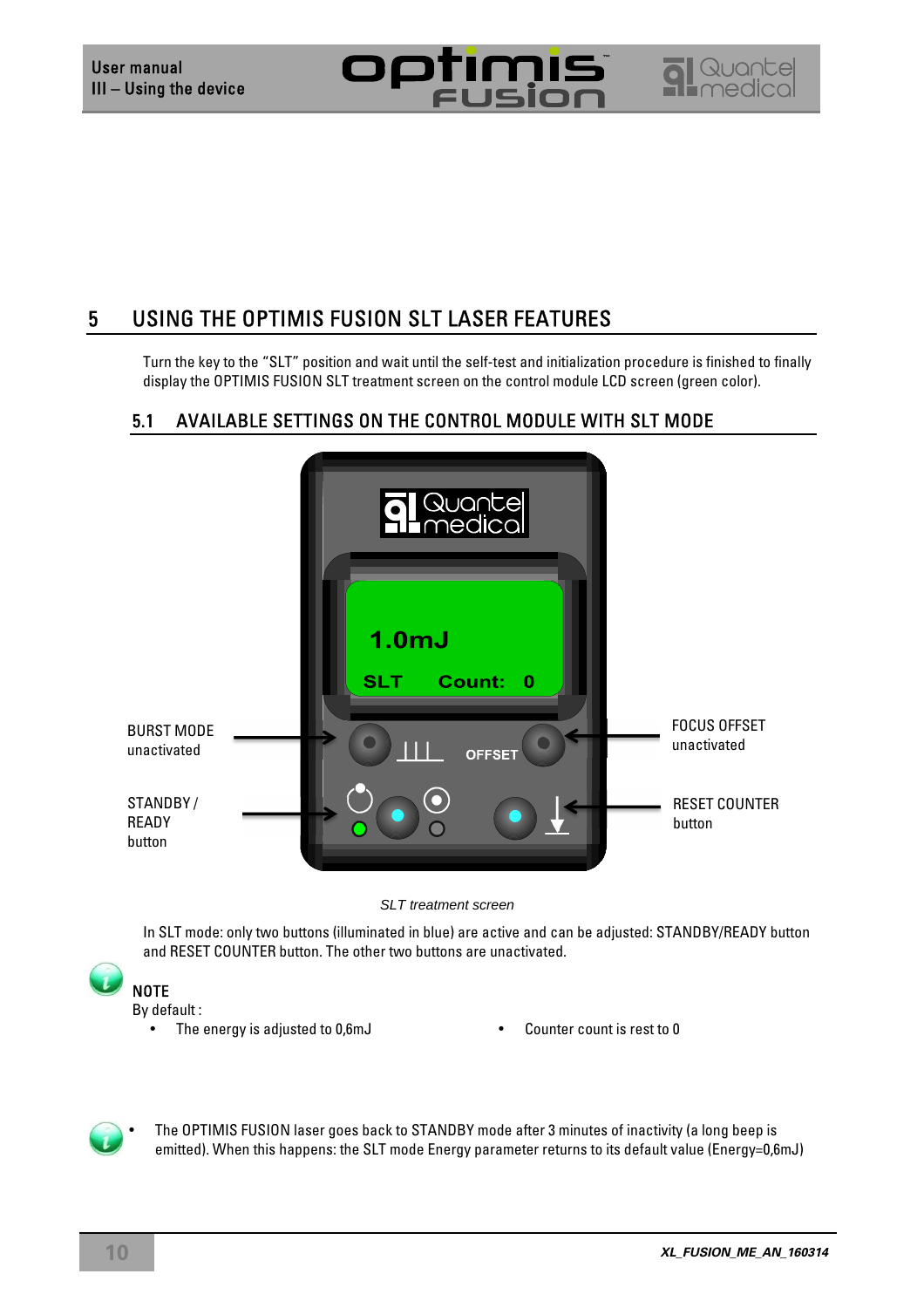# 5 USING THE OPTIMIS FUSION SLT LASER FEATURES

Turn the key to the “SLT” position and wait until the self-test and initialization procedure is finished to finally display the OPTIMIS FUSION SLT treatment screen on the control module LCD screen (green color).

## 5.1 AVAILABLE SETTINGS ON THE CONTROL MODULE WITH SLT MODE

BURST MODE unactivated

FOCUS OFFSET unactivated

STANDBY / READY button

RESET COUNTER button

*SLT treatment screen*

In SLT mode: only two buttons (illuminated in blue) are active and can be adjusted: STANDBY/READY button and RESET COUNTER button. The other two buttons are unactivated.

**NOTE**

By default :

- The energy is adjusted to 0,6mJ
- Counter count is rest to 0

- The OPTIMIS FUSION laser goes back to STANDBY mode after 3 minutes of inactivity (a long beep is emitted). When this happens: the SLT mode Energy parameter returns to its default value (Energy=0,6mJ)